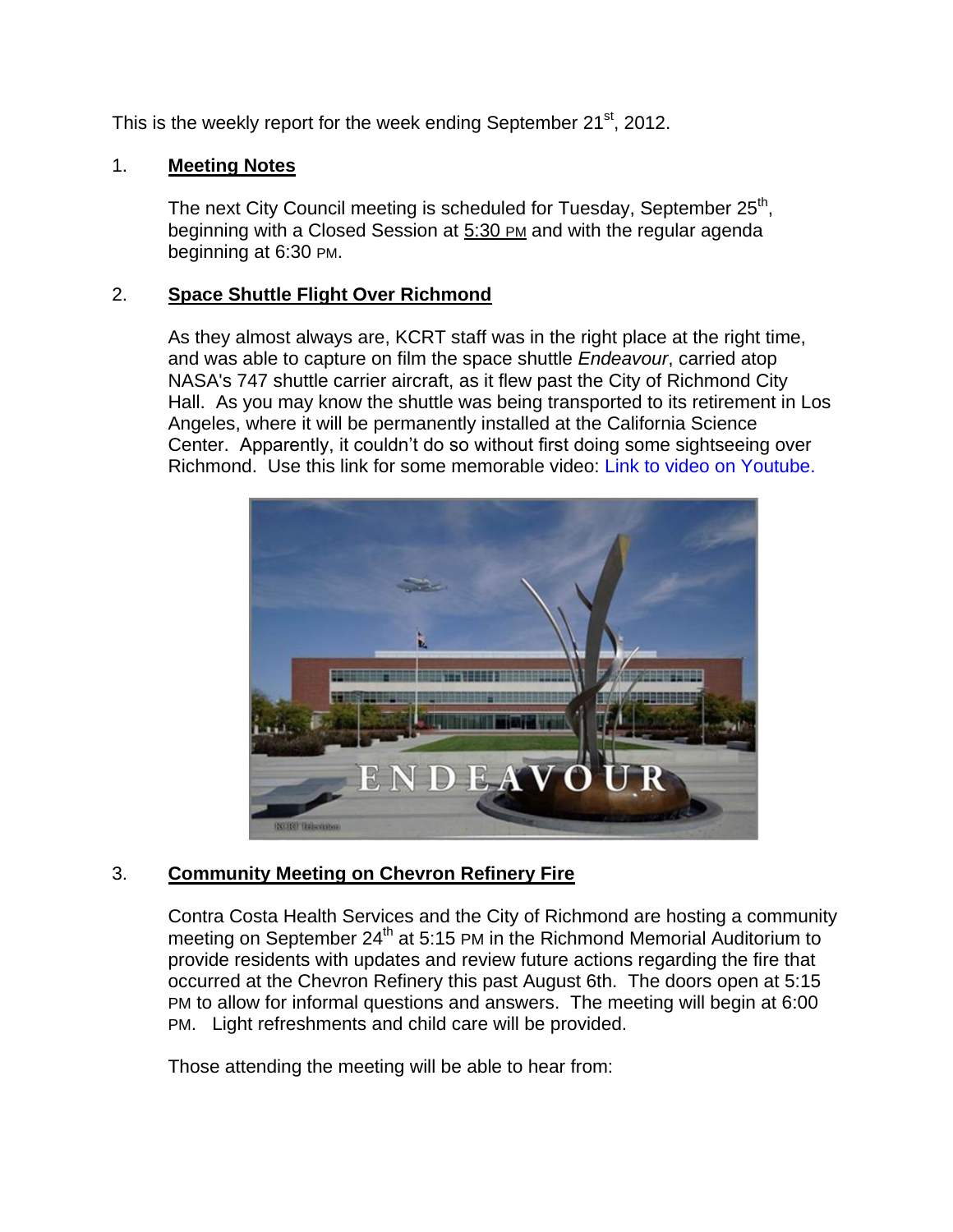This is the weekly report for the week ending September 21st, 2012.

1. **Meeting Notes**

   The next City Council meeting is scheduled for Tuesday, September 25th, beginning with a Closed Session at 5:30 PM and with the regular agenda beginning at 6:30 PM.

2. **Space Shuttle Flight Over Richmond**

   As they almost always are, KCRT staff was in the right place at the right time, and was able to capture on film the space shuttle *Endeavour*, carried atop NASA's 747 shuttle carrier aircraft, as it flew past the City of Richmond City Hall. As you may know the shuttle was being transported to its retirement in Los Angeles, where it will be permanently installed at the California Science Center. Apparently, it couldn't do so without first doing some sightseeing over Richmond. Use this link for some memorable video: Link to video on Youtube.

3. **Community Meeting on Chevron Refinery Fire**

   Contra Costa Health Services and the City of Richmond are hosting a community meeting on September 24th at 5:15 PM in the Richmond Memorial Auditorium to provide residents with updates and review future actions regarding the fire that occurred at the Chevron Refinery this past August 6th. The doors open at 5:15 PM to allow for informal questions and answers. The meeting will begin at 6:00 PM. Light refreshments and child care will be provided.

   Those attending the meeting will be able to hear from: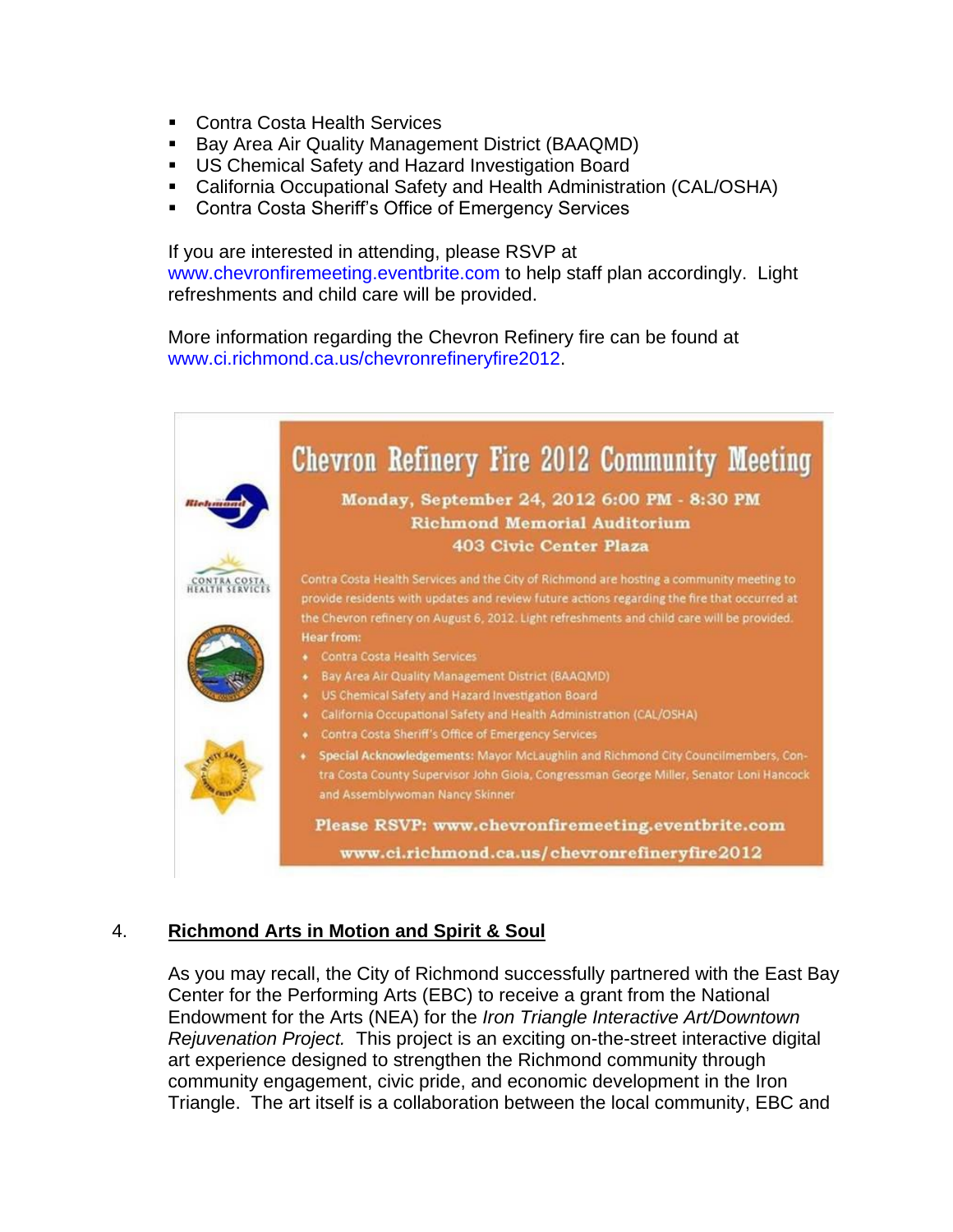- Contra Costa Health Services
- Bay Area Air Quality Management District (BAAQMD)
- US Chemical Safety and Hazard Investigation Board
- California Occupational Safety and Health Administration (CAL/OSHA)
- Contra Costa Sheriff's Office of Emergency Services

If you are interested in attending, please RSVP at www.chevronfiremeeting.eventbrite.com to help staff plan accordingly. Light refreshments and child care will be provided.

More information regarding the Chevron Refinery fire can be found at www.ci.richmond.ca.us/chevronrefineryfire2012.

**Chevron Refinery Fire 2012 Community Meeting**

**Monday, September 24, 2012 6:00 PM - 8:30 PM**
**Richmond Memorial Auditorium**
**403 Civic Center Plaza**

Contra Costa Health Services and the City of Richmond are hosting a community meeting to provide residents with updates and review future actions regarding the fire that occurred at the Chevron refinery on August 6, 2012. Light refreshments and child care will be provided.

Hear from:

- Contra Costa Health Services
- Bay Area Air Quality Management District (BAAQMD)
- US Chemical Safety and Hazard Investigation Board
- California Occupational Safety and Health Administration (CAL/OSHA)
- Contra Costa Sheriff's Office of Emergency Services
- Special Acknowledgements: Mayor McLaughlin and Richmond City Councilmembers, Contra Costa County Supervisor John Gioia, Congressman George Miller, Senator Loni Hancock and Assemblywoman Nancy Skinner

**Please RSVP: www.chevronfiremeeting.eventbrite.com**
**www.ci.richmond.ca.us/chevronrefineryfire2012**

## 4. Richmond Arts in Motion and Spirit & Soul

As you may recall, the City of Richmond successfully partnered with the East Bay Center for the Performing Arts (EBC) to receive a grant from the National Endowment for the Arts (NEA) for the *Iron Triangle Interactive Art/Downtown Rejuvenation Project.* This project is an exciting on-the-street interactive digital art experience designed to strengthen the Richmond community through community engagement, civic pride, and economic development in the Iron Triangle. The art itself is a collaboration between the local community, EBC and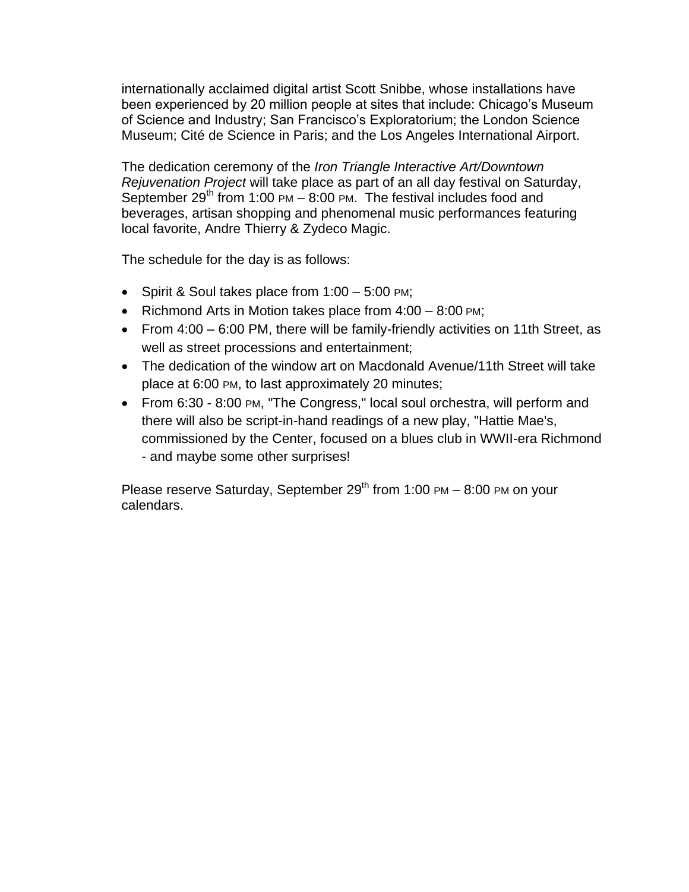internationally acclaimed digital artist Scott Snibbe, whose installations have been experienced by 20 million people at sites that include: Chicago's Museum of Science and Industry; San Francisco's Exploratorium; the London Science Museum; Cité de Science in Paris; and the Los Angeles International Airport.

The dedication ceremony of the *Iron Triangle Interactive Art/Downtown Rejuvenation Project* will take place as part of an all day festival on Saturday, September 29th from 1:00 PM – 8:00 PM. The festival includes food and beverages, artisan shopping and phenomenal music performances featuring local favorite, Andre Thierry & Zydeco Magic.

The schedule for the day is as follows:

- Spirit & Soul takes place from 1:00 – 5:00 PM;
- Richmond Arts in Motion takes place from 4:00 – 8:00 PM;
- From 4:00 – 6:00 PM, there will be family-friendly activities on 11th Street, as well as street processions and entertainment;
- The dedication of the window art on Macdonald Avenue/11th Street will take place at 6:00 PM, to last approximately 20 minutes;
- From 6:30 - 8:00 PM, "The Congress," local soul orchestra, will perform and there will also be script-in-hand readings of a new play, "Hattie Mae's, commissioned by the Center, focused on a blues club in WWII-era Richmond - and maybe some other surprises!

Please reserve Saturday, September 29th from 1:00 PM – 8:00 PM on your calendars.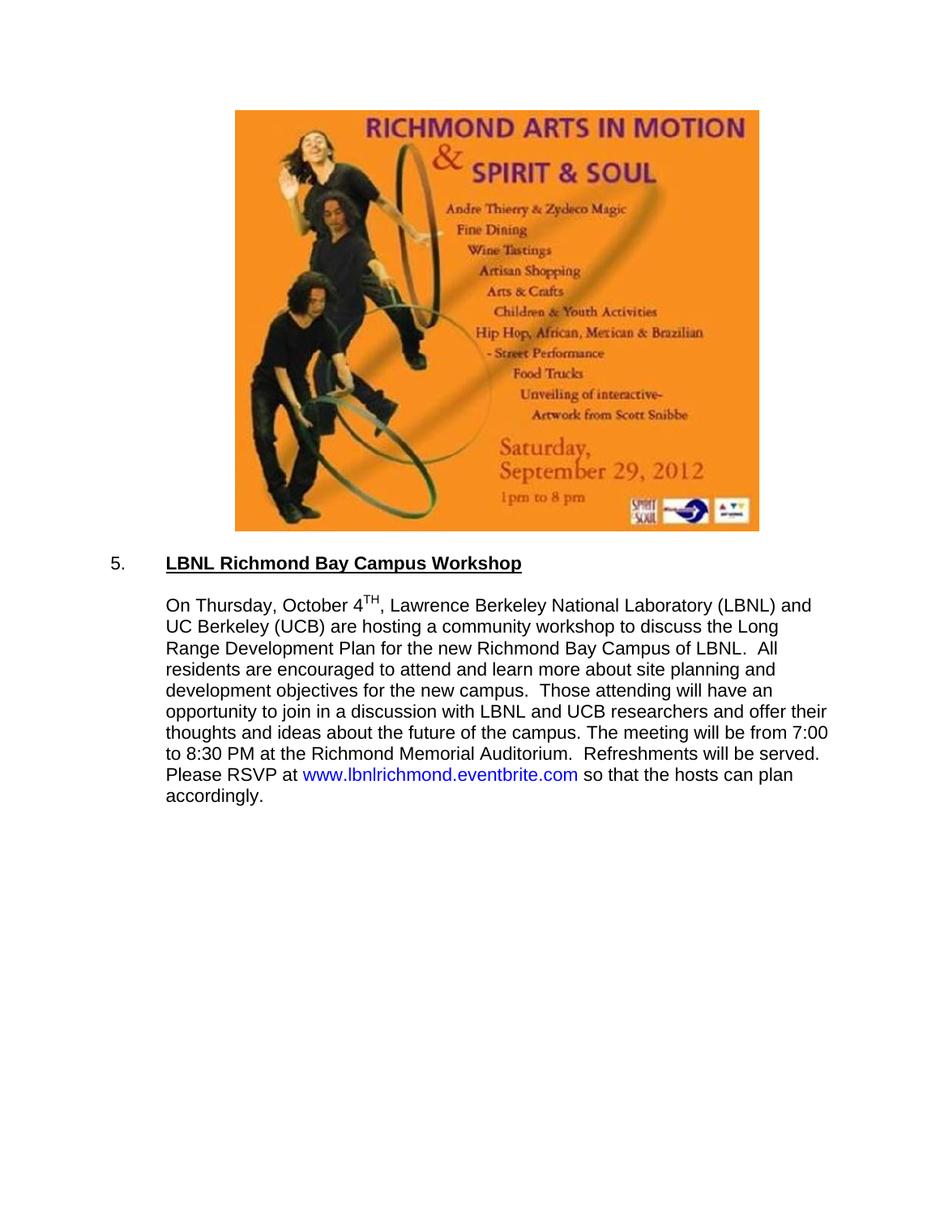RICHMOND ARTS IN MOTION

& SPIRIT & SOUL

Andre Thierry & Zydeco Magic
Fine Dining
Wine Tastings
Artisan Shopping
Arts & Crafts
Children & Youth Activities
Hip Hop, African, Mexican & Brazilian
- Street Performance
Food Trucks
Unveiling of interactive-
Artwork from Scott Snibbe

Saturday,
September 29, 2012
1pm to 8 pm

## 5. LBNL Richmond Bay Campus Workshop

On Thursday, October 4TH, Lawrence Berkeley National Laboratory (LBNL) and UC Berkeley (UCB) are hosting a community workshop to discuss the Long Range Development Plan for the new Richmond Bay Campus of LBNL. All residents are encouraged to attend and learn more about site planning and development objectives for the new campus. Those attending will have an opportunity to join in a discussion with LBNL and UCB researchers and offer their thoughts and ideas about the future of the campus. The meeting will be from 7:00 to 8:30 PM at the Richmond Memorial Auditorium. Refreshments will be served. Please RSVP at www.lbnlrichmond.eventbrite.com so that the hosts can plan accordingly.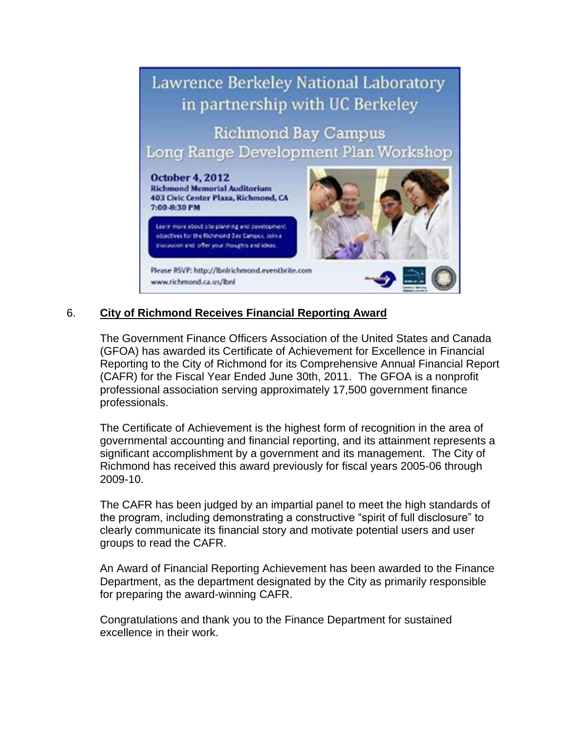Lawrence Berkeley National Laboratory in partnership with UC Berkeley

Richmond Bay Campus Long Range Development Plan Workshop

**October 4, 2012**
**Richmond Memorial Auditorium**
**403 Civic Center Plaza, Richmond, CA**
**7:00-8:30 PM**

Learn more about site planning and development objectives for the Richmond Bay Campus. Join a discussion and offer your thoughts and ideas.

Please RSVP: http://lbnlrichmond.eventbrite.com
www.richmond.ca.us/lbnl

6. **City of Richmond Receives Financial Reporting Award**

The Government Finance Officers Association of the United States and Canada (GFOA) has awarded its Certificate of Achievement for Excellence in Financial Reporting to the City of Richmond for its Comprehensive Annual Financial Report (CAFR) for the Fiscal Year Ended June 30th, 2011. The GFOA is a nonprofit professional association serving approximately 17,500 government finance professionals.

The Certificate of Achievement is the highest form of recognition in the area of governmental accounting and financial reporting, and its attainment represents a significant accomplishment by a government and its management. The City of Richmond has received this award previously for fiscal years 2005-06 through 2009-10.

The CAFR has been judged by an impartial panel to meet the high standards of the program, including demonstrating a constructive "spirit of full disclosure" to clearly communicate its financial story and motivate potential users and user groups to read the CAFR.

An Award of Financial Reporting Achievement has been awarded to the Finance Department, as the department designated by the City as primarily responsible for preparing the award-winning CAFR.

Congratulations and thank you to the Finance Department for sustained excellence in their work.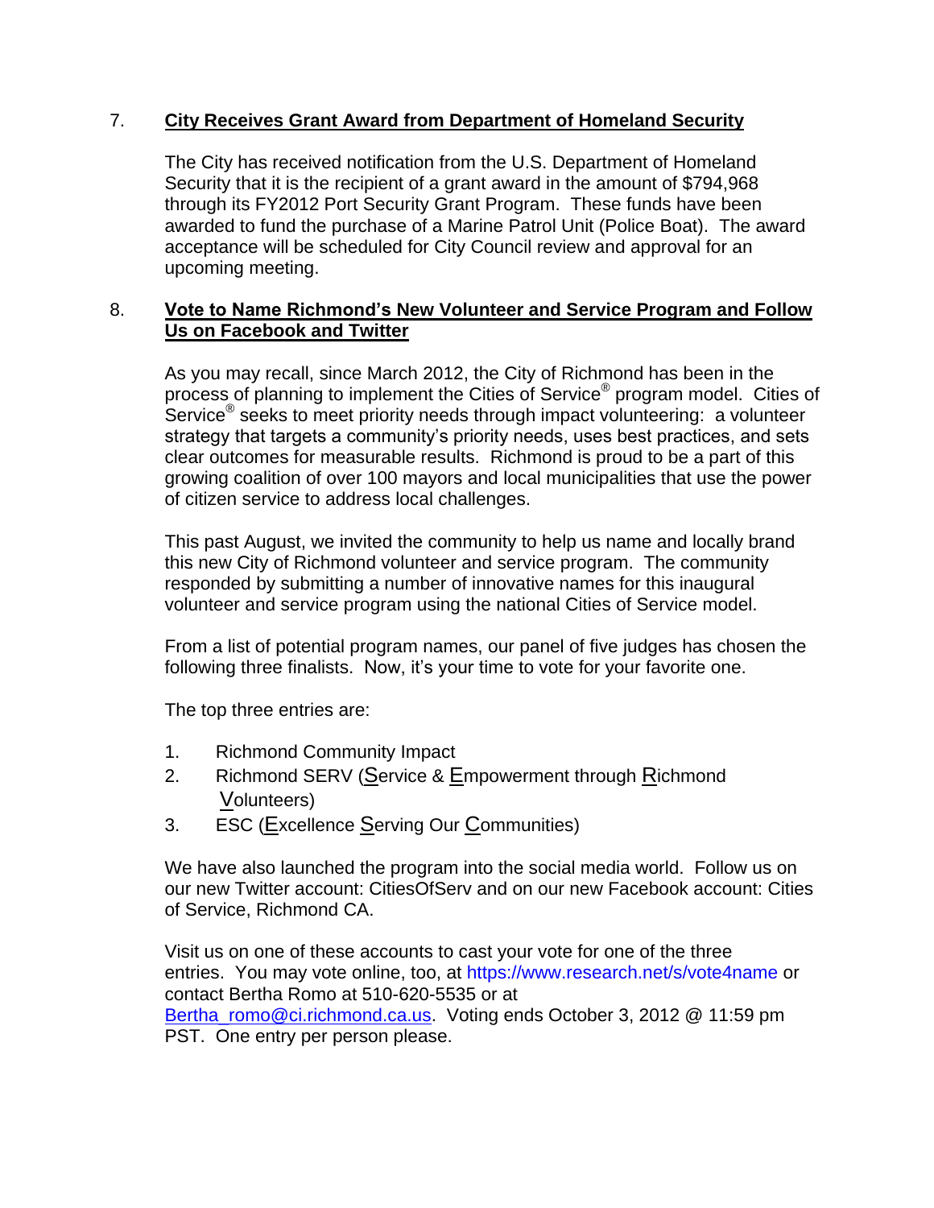7. **City Receives Grant Award from Department of Homeland Security**

The City has received notification from the U.S. Department of Homeland Security that it is the recipient of a grant award in the amount of $794,968 through its FY2012 Port Security Grant Program. These funds have been awarded to fund the purchase of a Marine Patrol Unit (Police Boat). The award acceptance will be scheduled for City Council review and approval for an upcoming meeting.

8. **Vote to Name Richmond's New Volunteer and Service Program and Follow Us on Facebook and Twitter**

As you may recall, since March 2012, the City of Richmond has been in the process of planning to implement the Cities of Service® program model. Cities of Service® seeks to meet priority needs through impact volunteering: a volunteer strategy that targets a community's priority needs, uses best practices, and sets clear outcomes for measurable results. Richmond is proud to be a part of this growing coalition of over 100 mayors and local municipalities that use the power of citizen service to address local challenges.

This past August, we invited the community to help us name and locally brand this new City of Richmond volunteer and service program. The community responded by submitting a number of innovative names for this inaugural volunteer and service program using the national Cities of Service model.

From a list of potential program names, our panel of five judges has chosen the following three finalists. Now, it's your time to vote for your favorite one.

The top three entries are:

1. Richmond Community Impact
2. Richmond SERV (Service & Empowerment through Richmond Volunteers)
3. ESC (Excellence Serving Our Communities)

We have also launched the program into the social media world. Follow us on our new Twitter account: CitiesOfServ and on our new Facebook account: Cities of Service, Richmond CA.

Visit us on one of these accounts to cast your vote for one of the three entries. You may vote online, too, at https://www.research.net/s/vote4name or contact Bertha Romo at 510-620-5535 or at Bertha_romo@ci.richmond.ca.us. Voting ends October 3, 2012 @ 11:59 pm PST. One entry per person please.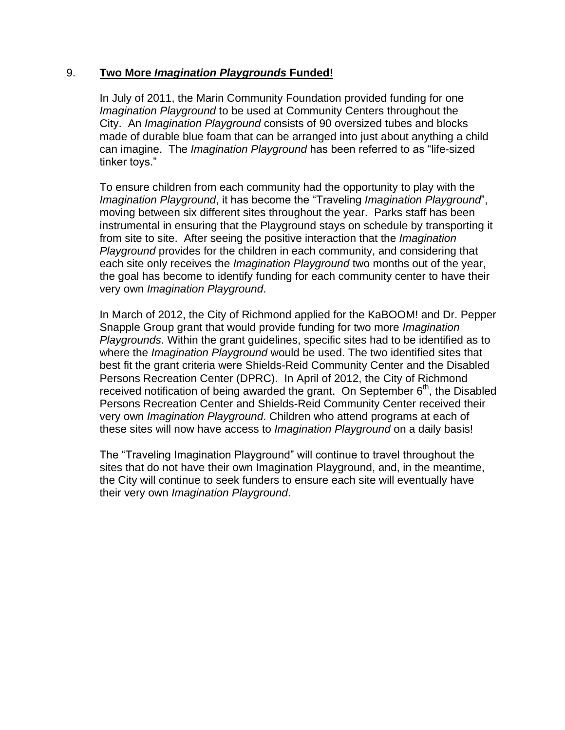9. **Two More *Imagination Playgrounds* Funded!**

In July of 2011, the Marin Community Foundation provided funding for one *Imagination Playground* to be used at Community Centers throughout the City. An *Imagination Playground* consists of 90 oversized tubes and blocks made of durable blue foam that can be arranged into just about anything a child can imagine. The *Imagination Playground* has been referred to as "life-sized tinker toys."

To ensure children from each community had the opportunity to play with the *Imagination Playground*, it has become the "Traveling *Imagination Playground*", moving between six different sites throughout the year. Parks staff has been instrumental in ensuring that the Playground stays on schedule by transporting it from site to site. After seeing the positive interaction that the *Imagination Playground* provides for the children in each community, and considering that each site only receives the *Imagination Playground* two months out of the year, the goal has become to identify funding for each community center to have their very own *Imagination Playground*.

In March of 2012, the City of Richmond applied for the KaBOOM! and Dr. Pepper Snapple Group grant that would provide funding for two more *Imagination Playgrounds*. Within the grant guidelines, specific sites had to be identified as to where the *Imagination Playground* would be used. The two identified sites that best fit the grant criteria were Shields-Reid Community Center and the Disabled Persons Recreation Center (DPRC). In April of 2012, the City of Richmond received notification of being awarded the grant. On September 6th, the Disabled Persons Recreation Center and Shields-Reid Community Center received their very own *Imagination Playground*. Children who attend programs at each of these sites will now have access to *Imagination Playground* on a daily basis!

The "Traveling Imagination Playground" will continue to travel throughout the sites that do not have their own Imagination Playground, and, in the meantime, the City will continue to seek funders to ensure each site will eventually have their very own *Imagination Playground*.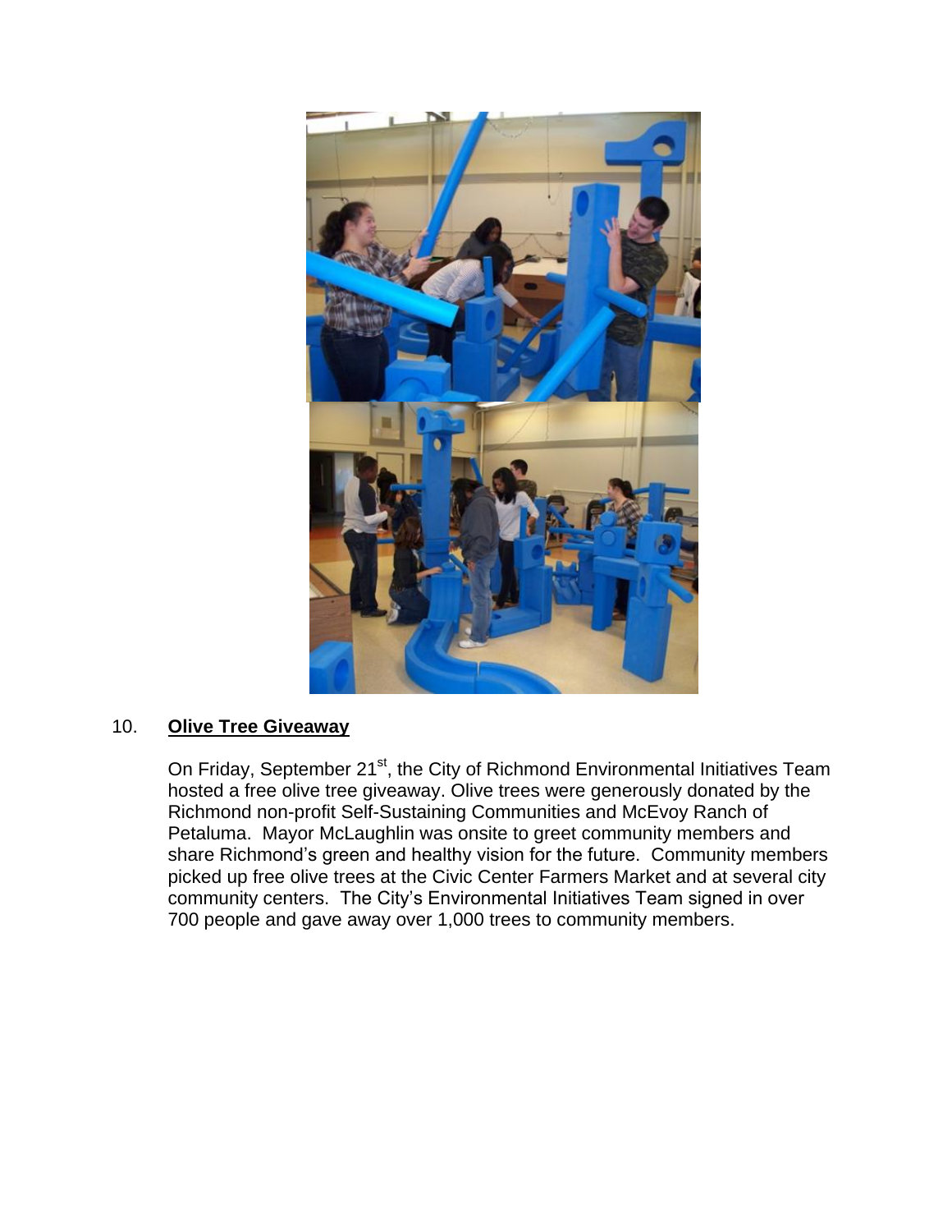10. **Olive Tree Giveaway**

On Friday, September 21st, the City of Richmond Environmental Initiatives Team hosted a free olive tree giveaway. Olive trees were generously donated by the Richmond non-profit Self-Sustaining Communities and McEvoy Ranch of Petaluma. Mayor McLaughlin was onsite to greet community members and share Richmond's green and healthy vision for the future. Community members picked up free olive trees at the Civic Center Farmers Market and at several city community centers. The City's Environmental Initiatives Team signed in over 700 people and gave away over 1,000 trees to community members.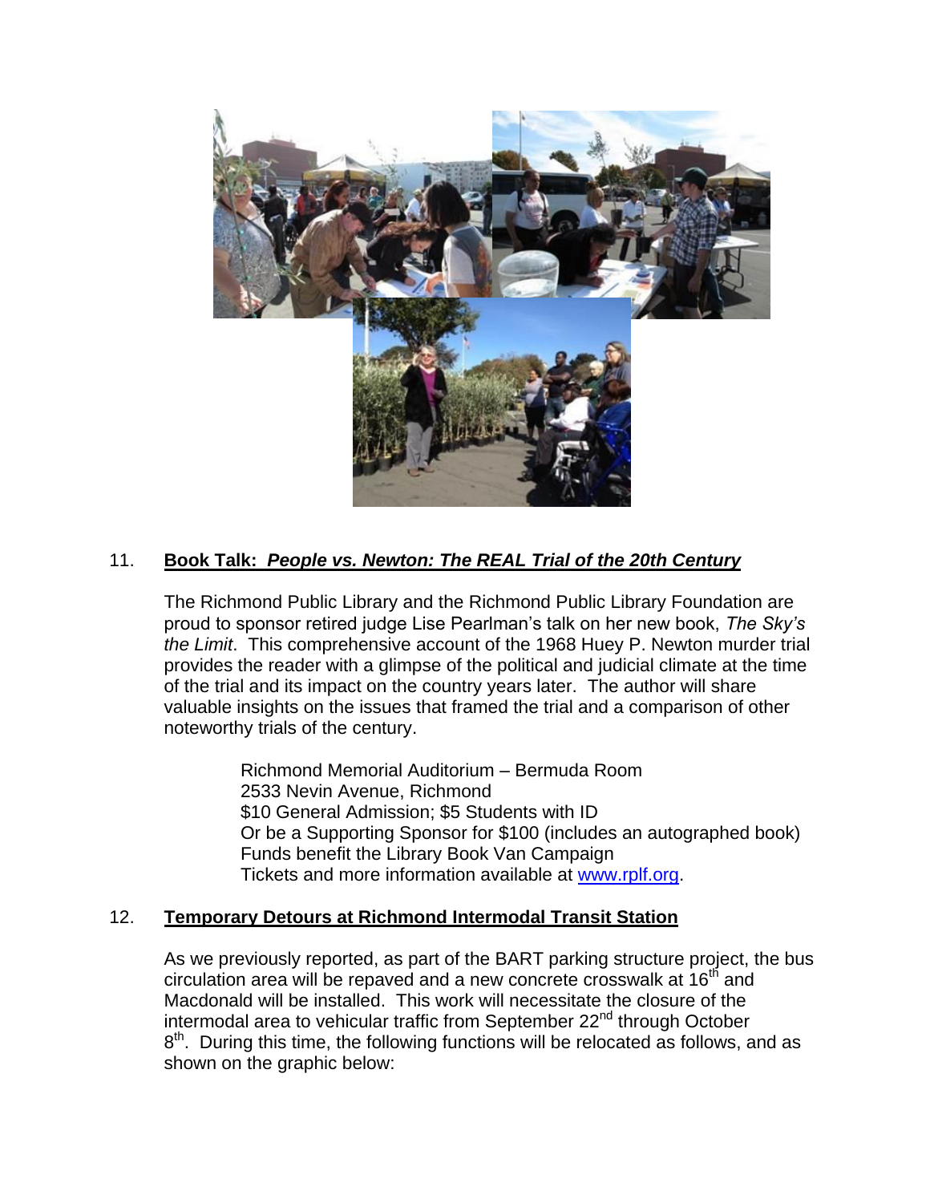11. **Book Talk:** ***People vs. Newton: The REAL Trial of the 20th Century***

The Richmond Public Library and the Richmond Public Library Foundation are proud to sponsor retired judge Lise Pearlman's talk on her new book, *The Sky's the Limit*. This comprehensive account of the 1968 Huey P. Newton murder trial provides the reader with a glimpse of the political and judicial climate at the time of the trial and its impact on the country years later. The author will share valuable insights on the issues that framed the trial and a comparison of other noteworthy trials of the century.

> Richmond Memorial Auditorium – Bermuda Room
> 2533 Nevin Avenue, Richmond
> $10 General Admission; $5 Students with ID
> Or be a Supporting Sponsor for $100 (includes an autographed book)
> Funds benefit the Library Book Van Campaign
> Tickets and more information available at [www.rplf.org](http://www.rplf.org).

12. **Temporary Detours at Richmond Intermodal Transit Station**

As we previously reported, as part of the BART parking structure project, the bus circulation area will be repaved and a new concrete crosswalk at 16th and Macdonald will be installed. This work will necessitate the closure of the intermodal area to vehicular traffic from September 22nd through October 8th. During this time, the following functions will be relocated as follows, and as shown on the graphic below: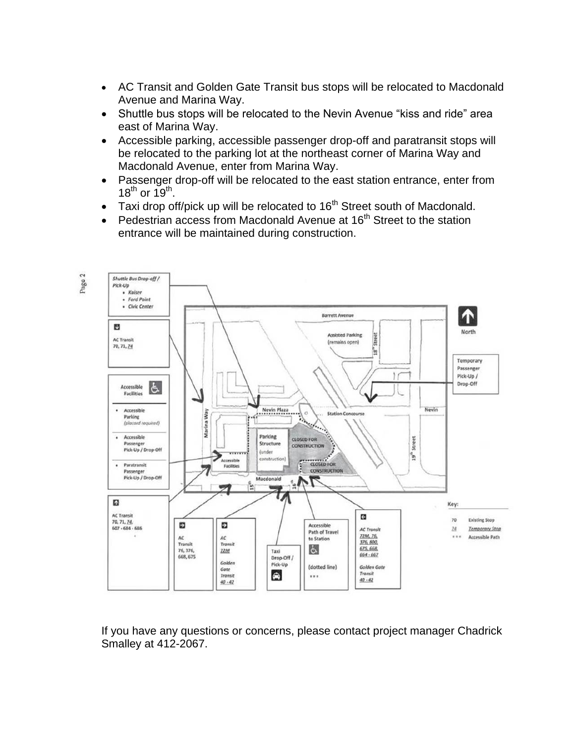- AC Transit and Golden Gate Transit bus stops will be relocated to Macdonald Avenue and Marina Way.
- Shuttle bus stops will be relocated to the Nevin Avenue “kiss and ride” area east of Marina Way.
- Accessible parking, accessible passenger drop-off and paratransit stops will be relocated to the parking lot at the northeast corner of Marina Way and Macdonald Avenue, enter from Marina Way.
- Passenger drop-off will be relocated to the east station entrance, enter from 18th or 19th.
- Taxi drop off/pick up will be relocated to 16th Street south of Macdonald.
- Pedestrian access from Macdonald Avenue at 16th Street to the station entrance will be maintained during construction.

If you have any questions or concerns, please contact project manager Chadrick Smalley at 412-2067.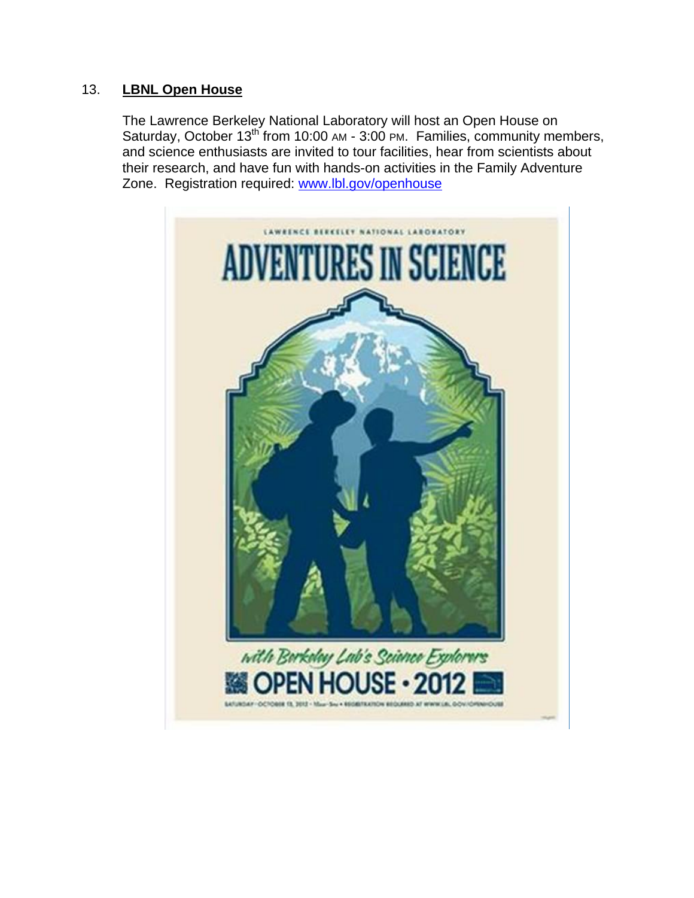13. **LBNL Open House**

The Lawrence Berkeley National Laboratory will host an Open House on Saturday, October 13th from 10:00 AM - 3:00 PM. Families, community members, and science enthusiasts are invited to tour facilities, hear from scientists about their research, and have fun with hands-on activities in the Family Adventure Zone. Registration required: [www.lbl.gov/openhouse](http://www.lbl.gov/openhouse)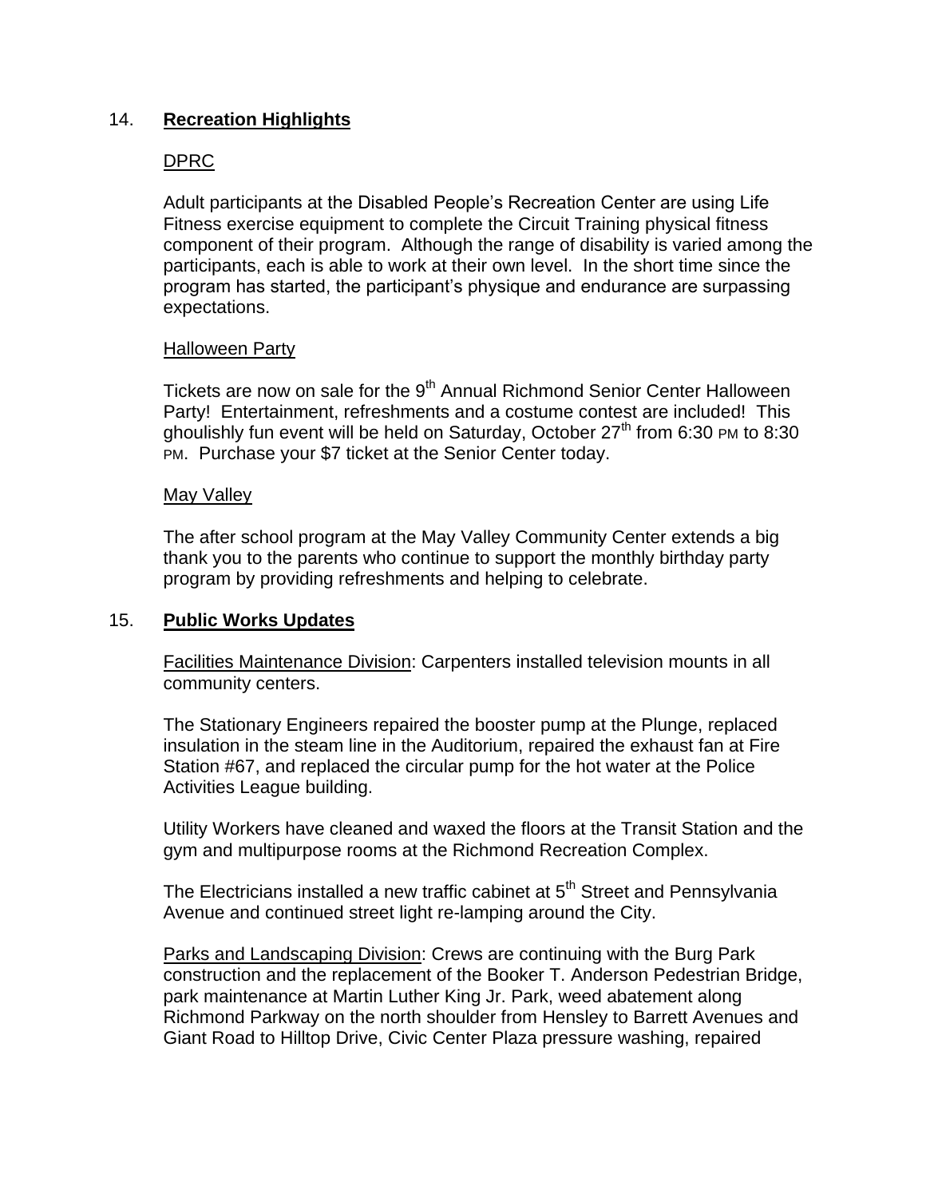## 14. Recreation Highlights

DPRC

Adult participants at the Disabled People's Recreation Center are using Life Fitness exercise equipment to complete the Circuit Training physical fitness component of their program. Although the range of disability is varied among the participants, each is able to work at their own level. In the short time since the program has started, the participant's physique and endurance are surpassing expectations.

Halloween Party

Tickets are now on sale for the 9th Annual Richmond Senior Center Halloween Party! Entertainment, refreshments and a costume contest are included! This ghoulishly fun event will be held on Saturday, October 27th from 6:30 PM to 8:30 PM. Purchase your $7 ticket at the Senior Center today.

May Valley

The after school program at the May Valley Community Center extends a big thank you to the parents who continue to support the monthly birthday party program by providing refreshments and helping to celebrate.

## 15. Public Works Updates

Facilities Maintenance Division: Carpenters installed television mounts in all community centers.

The Stationary Engineers repaired the booster pump at the Plunge, replaced insulation in the steam line in the Auditorium, repaired the exhaust fan at Fire Station #67, and replaced the circular pump for the hot water at the Police Activities League building.

Utility Workers have cleaned and waxed the floors at the Transit Station and the gym and multipurpose rooms at the Richmond Recreation Complex.

The Electricians installed a new traffic cabinet at 5th Street and Pennsylvania Avenue and continued street light re-lamping around the City.

Parks and Landscaping Division: Crews are continuing with the Burg Park construction and the replacement of the Booker T. Anderson Pedestrian Bridge, park maintenance at Martin Luther King Jr. Park, weed abatement along Richmond Parkway on the north shoulder from Hensley to Barrett Avenues and Giant Road to Hilltop Drive, Civic Center Plaza pressure washing, repaired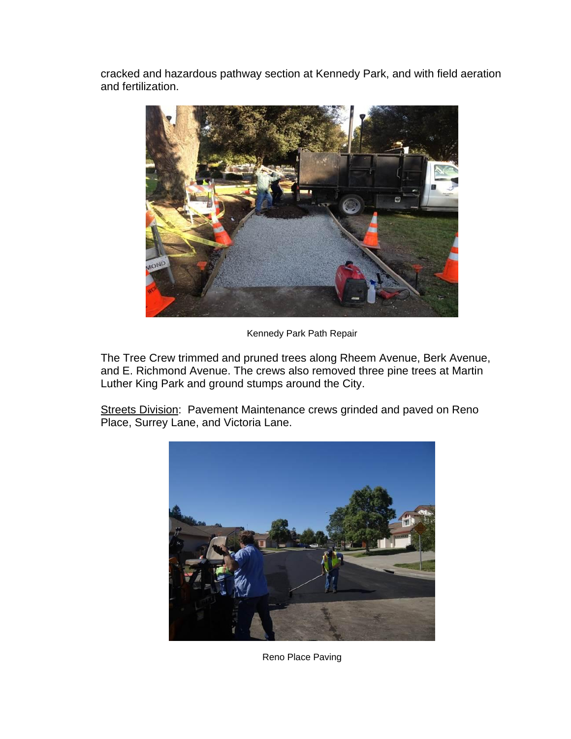cracked and hazardous pathway section at Kennedy Park, and with field aeration and fertilization.

Kennedy Park Path Repair

The Tree Crew trimmed and pruned trees along Rheem Avenue, Berk Avenue, and E. Richmond Avenue. The crews also removed three pine trees at Martin Luther King Park and ground stumps around the City.

Streets Division: Pavement Maintenance crews grinded and paved on Reno Place, Surrey Lane, and Victoria Lane.

Reno Place Paving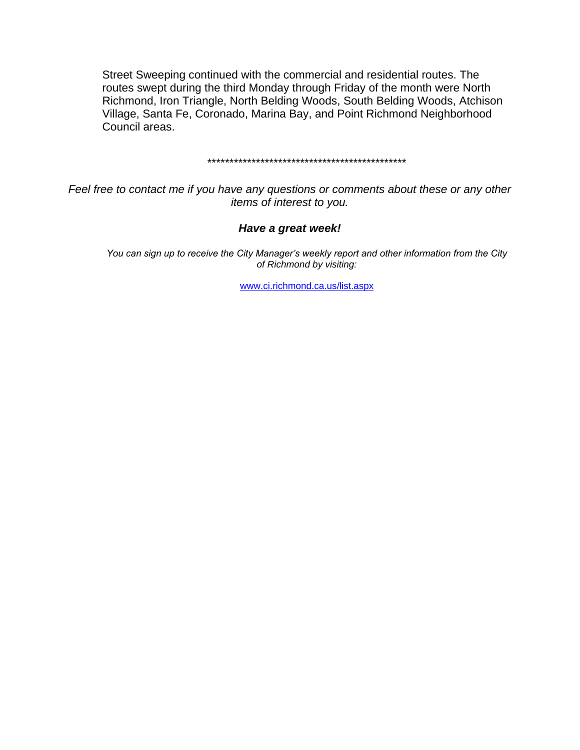Street Sweeping continued with the commercial and residential routes. The routes swept during the third Monday through Friday of the month were North Richmond, Iron Triangle, North Belding Woods, South Belding Woods, Atchison Village, Santa Fe, Coronado, Marina Bay, and Point Richmond Neighborhood Council areas.

*********************************************

*Feel free to contact me if you have any questions or comments about these or any other items of interest to you.*

***Have a great week!***

*You can sign up to receive the City Manager's weekly report and other information from the City of Richmond by visiting:*

[www.ci.richmond.ca.us/list.aspx](http://www.ci.richmond.ca.us/list.aspx)